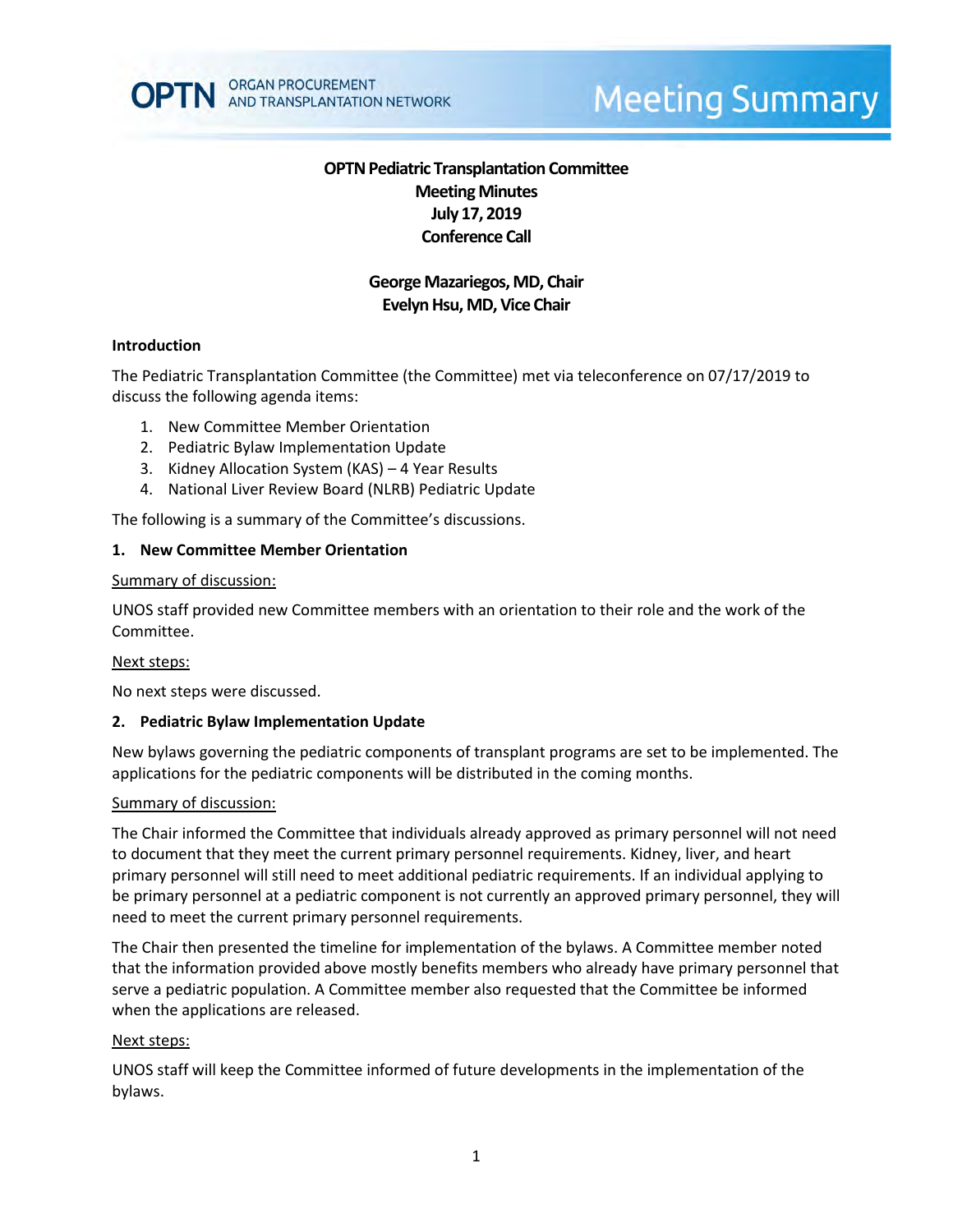# OPTN Pediatric Transplantation Committee
## Meeting Minutes
## July 17, 2019
## Conference Call

**George Mazariegos, MD, Chair**
**Evelyn Hsu, MD, Vice Chair**

### Introduction

The Pediatric Transplantation Committee (the Committee) met via teleconference on 07/17/2019 to discuss the following agenda items:

1. New Committee Member Orientation
2. Pediatric Bylaw Implementation Update
3. Kidney Allocation System (KAS) – 4 Year Results
4. National Liver Review Board (NLRB) Pediatric Update

The following is a summary of the Committee's discussions.

### 1. New Committee Member Orientation

Summary of discussion:

UNOS staff provided new Committee members with an orientation to their role and the work of the Committee.

Next steps:

No next steps were discussed.

### 2. Pediatric Bylaw Implementation Update

New bylaws governing the pediatric components of transplant programs are set to be implemented. The applications for the pediatric components will be distributed in the coming months.

Summary of discussion:

The Chair informed the Committee that individuals already approved as primary personnel will not need to document that they meet the current primary personnel requirements. Kidney, liver, and heart primary personnel will still need to meet additional pediatric requirements. If an individual applying to be primary personnel at a pediatric component is not currently an approved primary personnel, they will need to meet the current primary personnel requirements.

The Chair then presented the timeline for implementation of the bylaws. A Committee member noted that the information provided above mostly benefits members who already have primary personnel that serve a pediatric population. A Committee member also requested that the Committee be informed when the applications are released.

Next steps:

UNOS staff will keep the Committee informed of future developments in the implementation of the bylaws.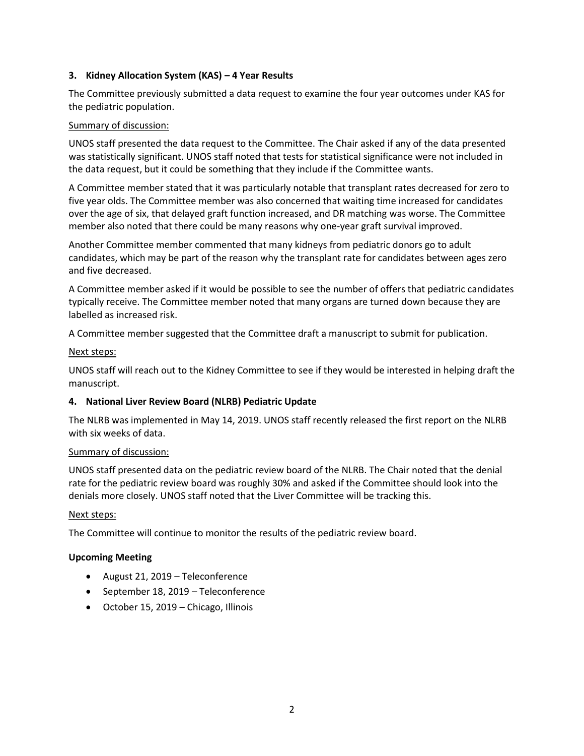### 3. Kidney Allocation System (KAS) – 4 Year Results

The Committee previously submitted a data request to examine the four year outcomes under KAS for the pediatric population.

Summary of discussion:

UNOS staff presented the data request to the Committee. The Chair asked if any of the data presented was statistically significant. UNOS staff noted that tests for statistical significance were not included in the data request, but it could be something that they include if the Committee wants.

A Committee member stated that it was particularly notable that transplant rates decreased for zero to five year olds. The Committee member was also concerned that waiting time increased for candidates over the age of six, that delayed graft function increased, and DR matching was worse. The Committee member also noted that there could be many reasons why one-year graft survival improved.

Another Committee member commented that many kidneys from pediatric donors go to adult candidates, which may be part of the reason why the transplant rate for candidates between ages zero and five decreased.

A Committee member asked if it would be possible to see the number of offers that pediatric candidates typically receive. The Committee member noted that many organs are turned down because they are labelled as increased risk.

A Committee member suggested that the Committee draft a manuscript to submit for publication.

Next steps:

UNOS staff will reach out to the Kidney Committee to see if they would be interested in helping draft the manuscript.

### 4. National Liver Review Board (NLRB) Pediatric Update

The NLRB was implemented in May 14, 2019. UNOS staff recently released the first report on the NLRB with six weeks of data.

Summary of discussion:

UNOS staff presented data on the pediatric review board of the NLRB. The Chair noted that the denial rate for the pediatric review board was roughly 30% and asked if the Committee should look into the denials more closely. UNOS staff noted that the Liver Committee will be tracking this.

Next steps:

The Committee will continue to monitor the results of the pediatric review board.

### Upcoming Meeting

- August 21, 2019 – Teleconference
- September 18, 2019 – Teleconference
- October 15, 2019 – Chicago, Illinois